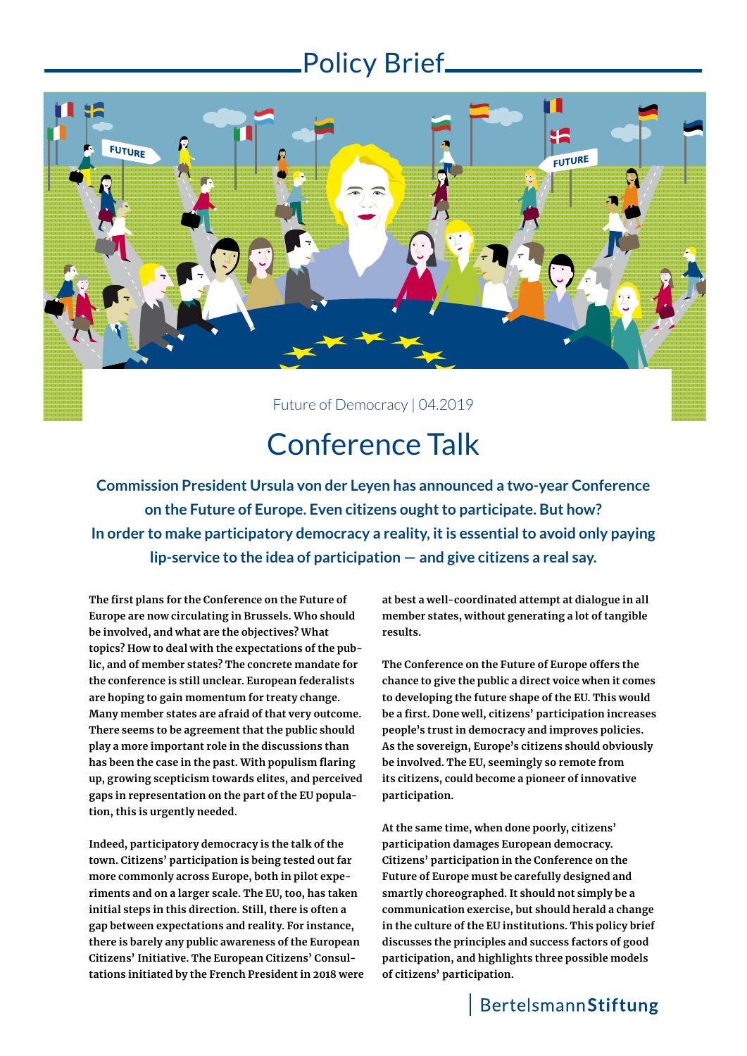Policy Brief

Future of Democracy | 04.2019

# Conference Talk

**Commission President Ursula von der Leyen has announced a two-year Conference on the Future of Europe. Even citizens ought to participate. But how? In order to make participatory democracy a reality, it is essential to avoid only paying lip-service to the idea of participation — and give citizens a real say.**

The first plans for the Conference on the Future of Europe are now circulating in Brussels. Who should be involved, and what are the objectives? What topics? How to deal with the expectations of the public, and of member states? The concrete mandate for the conference is still unclear. European federalists are hoping to gain momentum for treaty change. Many member states are afraid of that very outcome. There seems to be agreement that the public should play a more important role in the discussions than has been the case in the past. With populism flaring up, growing scepticism towards elites, and perceived gaps in representation on the part of the EU population, this is urgently needed.

Indeed, participatory democracy is the talk of the town. Citizens' participation is being tested out far more commonly across Europe, both in pilot experiments and on a larger scale. The EU, too, has taken initial steps in this direction. Still, there is often a gap between expectations and reality. For instance, there is barely any public awareness of the European Citizens' Initiative. The European Citizens' Consultations initiated by the French President in 2018 were at best a well-coordinated attempt at dialogue in all member states, without generating a lot of tangible results.

The Conference on the Future of Europe offers the chance to give the public a direct voice when it comes to developing the future shape of the EU. This would be a first. Done well, citizens' participation increases people's trust in democracy and improves policies. As the sovereign, Europe's citizens should obviously be involved. The EU, seemingly so remote from its citizens, could become a pioneer of innovative participation.

At the same time, when done poorly, citizens' participation damages European democracy. Citizens' participation in the Conference on the Future of Europe must be carefully designed and smartly choreographed. It should not simply be a communication exercise, but should herald a change in the culture of the EU institutions. This policy brief discusses the principles and success factors of good participation, and highlights three possible models of citizens' participation.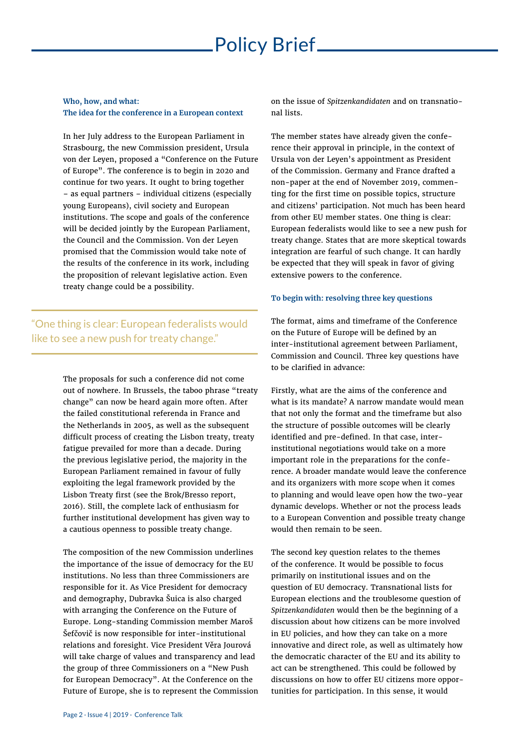### Who, how, and what: The idea for the conference in a European context

In her July address to the European Parliament in Strasbourg, the new Commission president, Ursula von der Leyen, proposed a "Conference on the Future of Europe". The conference is to begin in 2020 and continue for two years. It ought to bring together – as equal partners – individual citizens (especially young Europeans), civil society and European institutions. The scope and goals of the conference will be decided jointly by the European Parliament, the Council and the Commission. Von der Leyen promised that the Commission would take note of the results of the conference in its work, including the proposition of relevant legislative action. Even treaty change could be a possibility.

> "One thing is clear: European federalists would like to see a new push for treaty change."

The proposals for such a conference did not come out of nowhere. In Brussels, the taboo phrase "treaty change" can now be heard again more often. After the failed constitutional referenda in France and the Netherlands in 2005, as well as the subsequent difficult process of creating the Lisbon treaty, treaty fatigue prevailed for more than a decade. During the previous legislative period, the majority in the European Parliament remained in favour of fully exploiting the legal framework provided by the Lisbon Treaty first (see the Brok/Bresso report, 2016). Still, the complete lack of enthusiasm for further institutional development has given way to a cautious openness to possible treaty change.

The composition of the new Commission underlines the importance of the issue of democracy for the EU institutions. No less than three Commissioners are responsible for it. As Vice President for democracy and demography, Dubravka Šuica is also charged with arranging the Conference on the Future of Europe. Long-standing Commission member Maroš Šefčovič is now responsible for inter-institutional relations and foresight. Vice President Věra Jourová will take charge of values and transparency and lead the group of three Commissioners on a "New Push for European Democracy". At the Conference on the Future of Europe, she is to represent the Commission on the issue of *Spitzenkandidaten* and on transnational lists.

The member states have already given the conference their approval in principle, in the context of Ursula von der Leyen's appointment as President of the Commission. Germany and France drafted a non-paper at the end of November 2019, commenting for the first time on possible topics, structure and citizens' participation. Not much has been heard from other EU member states. One thing is clear: European federalists would like to see a new push for treaty change. States that are more skeptical towards integration are fearful of such change. It can hardly be expected that they will speak in favor of giving extensive powers to the conference.

### To begin with: resolving three key questions

The format, aims and timeframe of the Conference on the Future of Europe will be defined by an inter-institutional agreement between Parliament, Commission and Council. Three key questions have to be clarified in advance:

Firstly, what are the aims of the conference and what is its mandate? A narrow mandate would mean that not only the format and the timeframe but also the structure of possible outcomes will be clearly identified and pre-defined. In that case, inter-institutional negotiations would take on a more important role in the preparations for the conference. A broader mandate would leave the conference and its organizers with more scope when it comes to planning and would leave open how the two-year dynamic develops. Whether or not the process leads to a European Convention and possible treaty change would then remain to be seen.

The second key question relates to the themes of the conference. It would be possible to focus primarily on institutional issues and on the question of EU democracy. Transnational lists for European elections and the troublesome question of *Spitzenkandidaten* would then be the beginning of a discussion about how citizens can be more involved in EU policies, and how they can take on a more innovative and direct role, as well as ultimately how the democratic character of the EU and its ability to act can be strengthened. This could be followed by discussions on how to offer EU citizens more opportunities for participation. In this sense, it would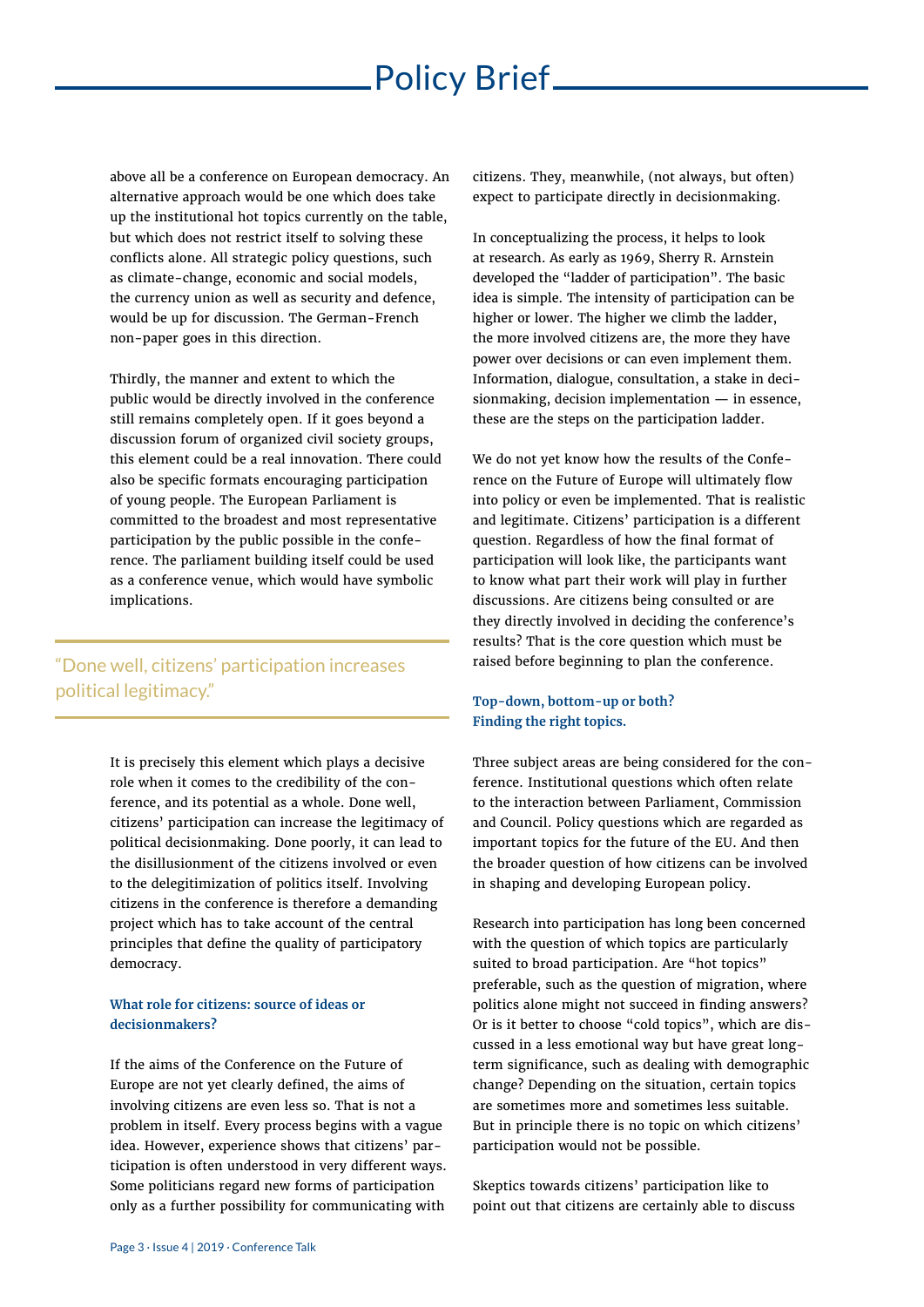above all be a conference on European democracy. An alternative approach would be one which does take up the institutional hot topics currently on the table, but which does not restrict itself to solving these conflicts alone. All strategic policy questions, such as climate-change, economic and social models, the currency union as well as security and defence, would be up for discussion. The German-French non-paper goes in this direction.

Thirdly, the manner and extent to which the public would be directly involved in the conference still remains completely open. If it goes beyond a discussion forum of organized civil society groups, this element could be a real innovation. There could also be specific formats encouraging participation of young people. The European Parliament is committed to the broadest and most representative participation by the public possible in the conference. The parliament building itself could be used as a conference venue, which would have symbolic implications.

> "Done well, citizens' participation increases political legitimacy."

It is precisely this element which plays a decisive role when it comes to the credibility of the conference, and its potential as a whole. Done well, citizens' participation can increase the legitimacy of political decisionmaking. Done poorly, it can lead to the disillusionment of the citizens involved or even to the delegitimization of politics itself. Involving citizens in the conference is therefore a demanding project which has to take account of the central principles that define the quality of participatory democracy.

### What role for citizens: source of ideas or decisionmakers?

If the aims of the Conference on the Future of Europe are not yet clearly defined, the aims of involving citizens are even less so. That is not a problem in itself. Every process begins with a vague idea. However, experience shows that citizens' participation is often understood in very different ways. Some politicians regard new forms of participation only as a further possibility for communicating with citizens. They, meanwhile, (not always, but often) expect to participate directly in decisionmaking.

In conceptualizing the process, it helps to look at research. As early as 1969, Sherry R. Arnstein developed the "ladder of participation". The basic idea is simple. The intensity of participation can be higher or lower. The higher we climb the ladder, the more involved citizens are, the more they have power over decisions or can even implement them. Information, dialogue, consultation, a stake in decisionmaking, decision implementation — in essence, these are the steps on the participation ladder.

We do not yet know how the results of the Conference on the Future of Europe will ultimately flow into policy or even be implemented. That is realistic and legitimate. Citizens' participation is a different question. Regardless of how the final format of participation will look like, the participants want to know what part their work will play in further discussions. Are citizens being consulted or are they directly involved in deciding the conference's results? That is the core question which must be raised before beginning to plan the conference.

### Top-down, bottom-up or both? Finding the right topics.

Three subject areas are being considered for the conference. Institutional questions which often relate to the interaction between Parliament, Commission and Council. Policy questions which are regarded as important topics for the future of the EU. And then the broader question of how citizens can be involved in shaping and developing European policy.

Research into participation has long been concerned with the question of which topics are particularly suited to broad participation. Are "hot topics" preferable, such as the question of migration, where politics alone might not succeed in finding answers? Or is it better to choose "cold topics", which are discussed in a less emotional way but have great long-term significance, such as dealing with demographic change? Depending on the situation, certain topics are sometimes more and sometimes less suitable. But in principle there is no topic on which citizens' participation would not be possible.

Skeptics towards citizens' participation like to point out that citizens are certainly able to discuss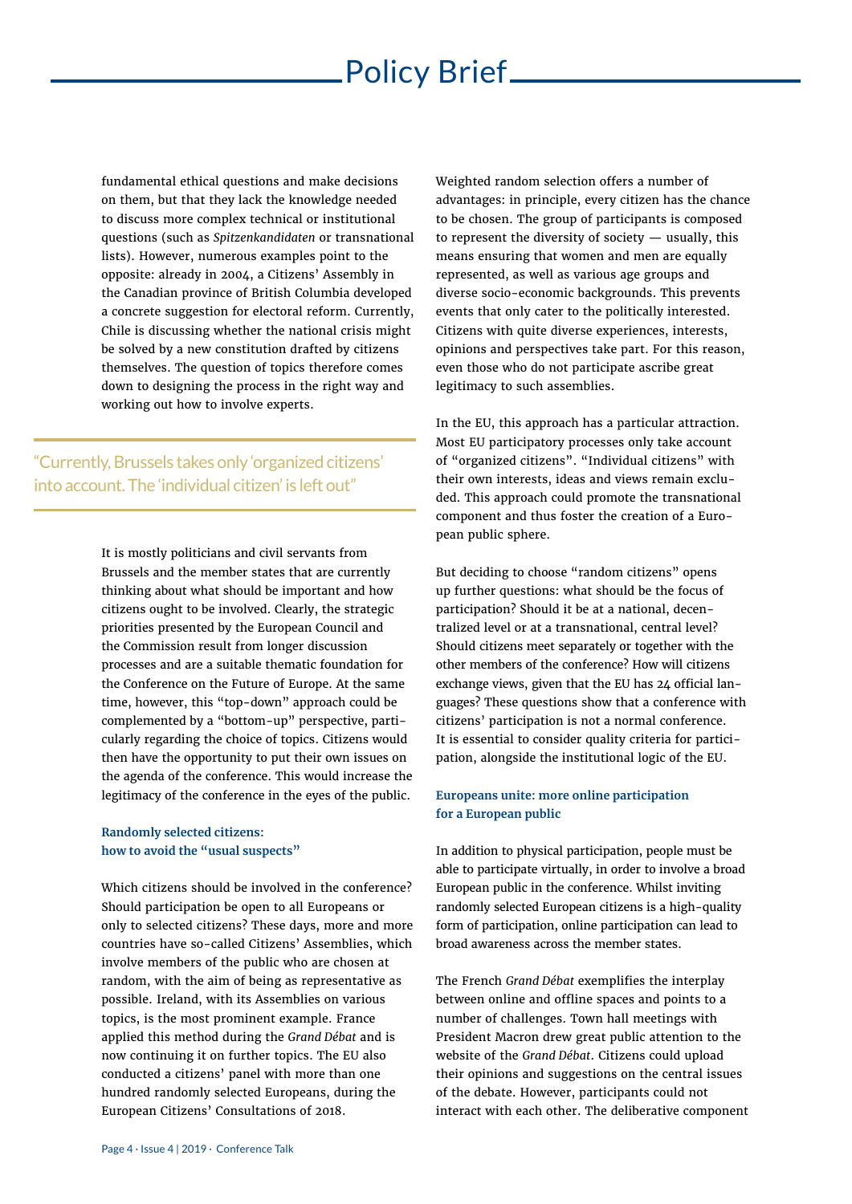fundamental ethical questions and make decisions on them, but that they lack the knowledge needed to discuss more complex technical or institutional questions (such as *Spitzenkandidaten* or transnational lists). However, numerous examples point to the opposite: already in 2004, a Citizens' Assembly in the Canadian province of British Columbia developed a concrete suggestion for electoral reform. Currently, Chile is discussing whether the national crisis might be solved by a new constitution drafted by citizens themselves. The question of topics therefore comes down to designing the process in the right way and working out how to involve experts.

> "Currently, Brussels takes only 'organized citizens' into account. The 'individual citizen' is left out"

It is mostly politicians and civil servants from Brussels and the member states that are currently thinking about what should be important and how citizens ought to be involved. Clearly, the strategic priorities presented by the European Council and the Commission result from longer discussion processes and are a suitable thematic foundation for the Conference on the Future of Europe. At the same time, however, this "top-down" approach could be complemented by a "bottom-up" perspective, particularly regarding the choice of topics. Citizens would then have the opportunity to put their own issues on the agenda of the conference. This would increase the legitimacy of the conference in the eyes of the public.

### Randomly selected citizens: how to avoid the "usual suspects"

Which citizens should be involved in the conference? Should participation be open to all Europeans or only to selected citizens? These days, more and more countries have so-called Citizens' Assemblies, which involve members of the public who are chosen at random, with the aim of being as representative as possible. Ireland, with its Assemblies on various topics, is the most prominent example. France applied this method during the *Grand Débat* and is now continuing it on further topics. The EU also conducted a citizens' panel with more than one hundred randomly selected Europeans, during the European Citizens' Consultations of 2018.

Weighted random selection offers a number of advantages: in principle, every citizen has the chance to be chosen. The group of participants is composed to represent the diversity of society — usually, this means ensuring that women and men are equally represented, as well as various age groups and diverse socio-economic backgrounds. This prevents events that only cater to the politically interested. Citizens with quite diverse experiences, interests, opinions and perspectives take part. For this reason, even those who do not participate ascribe great legitimacy to such assemblies.

In the EU, this approach has a particular attraction. Most EU participatory processes only take account of "organized citizens". "Individual citizens" with their own interests, ideas and views remain excluded. This approach could promote the transnational component and thus foster the creation of a European public sphere.

But deciding to choose "random citizens" opens up further questions: what should be the focus of participation? Should it be at a national, decentralized level or at a transnational, central level? Should citizens meet separately or together with the other members of the conference? How will citizens exchange views, given that the EU has 24 official languages? These questions show that a conference with citizens' participation is not a normal conference. It is essential to consider quality criteria for participation, alongside the institutional logic of the EU.

### Europeans unite: more online participation for a European public

In addition to physical participation, people must be able to participate virtually, in order to involve a broad European public in the conference. Whilst inviting randomly selected European citizens is a high-quality form of participation, online participation can lead to broad awareness across the member states.

The French *Grand Débat* exemplifies the interplay between online and offline spaces and points to a number of challenges. Town hall meetings with President Macron drew great public attention to the website of the *Grand Débat*. Citizens could upload their opinions and suggestions on the central issues of the debate. However, participants could not interact with each other. The deliberative component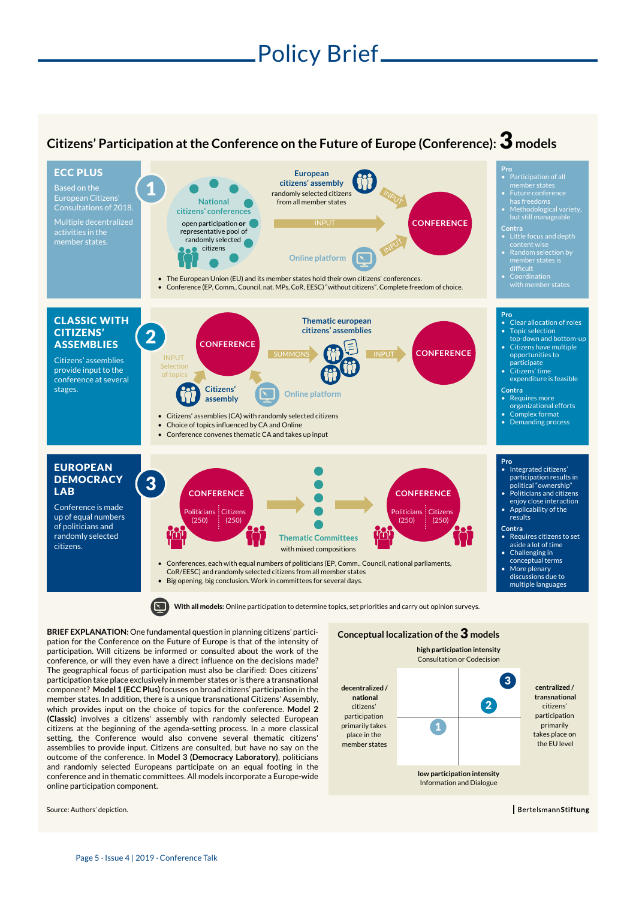# Policy Brief

## Citizens' Participation at the Conference on the Future of Europe (Conference): 3 models

### ECC PLUS

Based on the European Citizens' Consultations of 2018.

Multiple decentralized activities in the member states.

1

National citizens' conferences

open participation **or** representative pool of randomly selected citizens

European citizens' assembly

randomly selected citizens from all member states

INPUT

INPUT

INPUT

Online platform

CONFERENCE

- The European Union (EU) and its member states hold their own citizens' conferences.
- Conference (EP, Comm., Council, nat. MPs, CoR, EESC) "without citizens". Complete freedom of choice.

**Pro**
- Participation of all member states
- Future conference has freedoms
- Methodological variety, but still manageable

**Contra**
- Little focus and depth content wise
- Random selection by member states is difficult
- Coordination with member states

### CLASSIC WITH CITIZENS' ASSEMBLIES

Citizens' assemblies provide input to the conference at several stages.

2

CONFERENCE

INPUT Selection of topics

Citizens' assembly

Online platform

SUMMONS

Thematic european citizens' assemblies

INPUT

CONFERENCE

- Citizens' assemblies (CA) with randomly selected citizens
- Choice of topics influenced by CA and Online
- Conference convenes thematic CA and takes up input

**Pro**
- Clear allocation of roles
- Topic selection top-down and bottom-up
- Citizens have multiple opportunities to participate
- Citizens' time expenditure is feasible

**Contra**
- Requires more organizational efforts
- Complex format
- Demanding process

### EUROPEAN DEMOCRACY LAB

Conference is made up of equal numbers of politicians and randomly selected citizens.

3

CONFERENCE

Politicians (250) | Citizens (250)

Thematic Committees with mixed compositions

CONFERENCE

Politicians (250) | Citizens (250)

- Conferences, each with equal numbers of politicians (EP, Comm., Council, national parliaments, CoR/EESC) and randomly selected citizens from all member states
- Big opening, big conclusion. Work in committees for several days.

**Pro**
- Integrated citizens' participation results in political "ownership"
- Politicians and citizens enjoy close interaction
- Applicability of the results

**Contra**
- Requires citizens to set aside a lot of time
- Challenging in conceptual terms
- More plenary discussions due to multiple languages

**With all models:** Online participation to determine topics, set priorities and carry out opinion surveys.

**BRIEF EXPLANATION:** One fundamental question in planning citizens' participation for the Conference on the Future of Europe is that of the intensity of participation. Will citizens be informed or consulted about the work of the conference, or will they even have a direct influence on the decisions made? The geographical focus of participation must also be clarified: Does citizens' participation take place exclusively in member states or is there a transnational component? **Model 1 (ECC Plus)** focuses on broad citizens' participation in the member states. In addition, there is a unique transnational Citizens' Assembly, which provides input on the choice of topics for the conference. **Model 2 (Classic)** involves a citizens' assembly with randomly selected European citizens at the beginning of the agenda-setting process. In a more classical setting, the Conference would also convene several thematic citizens' assemblies to provide input. Citizens are consulted, but have no say on the outcome of the conference. In **Model 3 (Democracy Laboratory)**, politicians and randomly selected Europeans participate on an equal footing in the conference and in thematic committees. All models incorporate a Europe-wide online participation component.

### Conceptual localization of the 3 models

**high participation intensity**
Consultation or Codecision

**decentralized / national** citizens' participation primarily takes place in the member states

**centralized / transnational** citizens' participation primarily takes place on the EU level

**low participation intensity**
Information and Dialogue

3

2

1

Source: Authors' depiction.

BertelsmannStiftung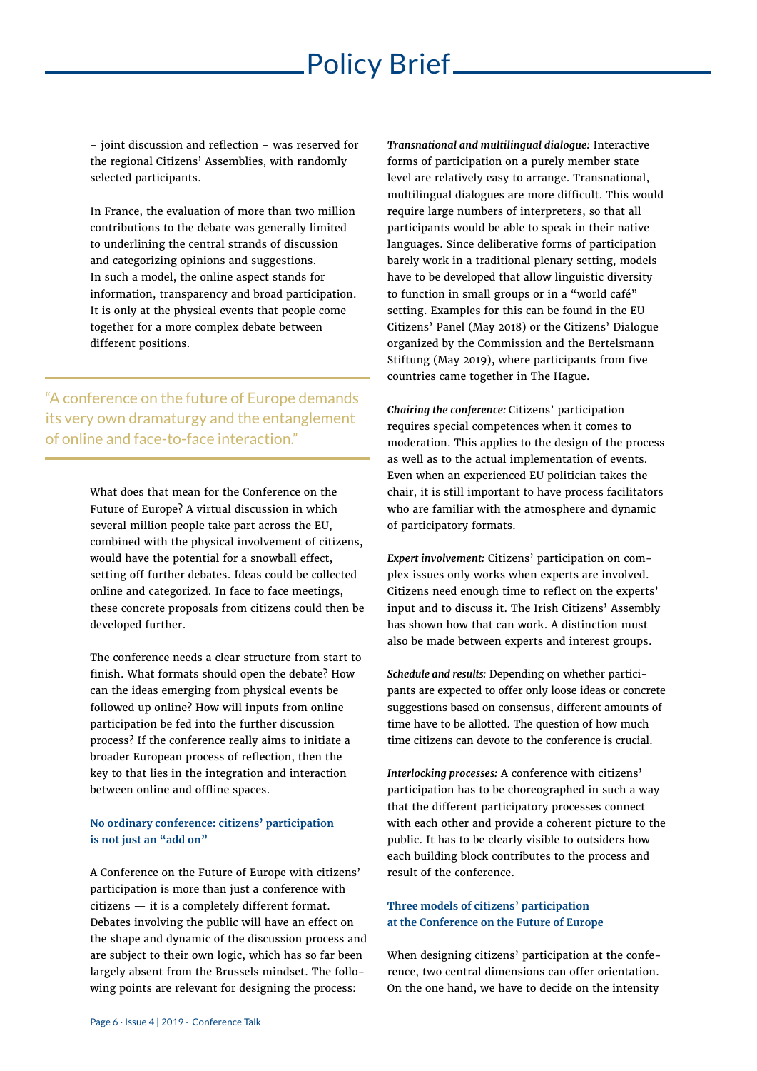– joint discussion and reflection – was reserved for the regional Citizens' Assemblies, with randomly selected participants.

In France, the evaluation of more than two million contributions to the debate was generally limited to underlining the central strands of discussion and categorizing opinions and suggestions. In such a model, the online aspect stands for information, transparency and broad participation. It is only at the physical events that people come together for a more complex debate between different positions.

> "A conference on the future of Europe demands its very own dramaturgy and the entanglement of online and face-to-face interaction."

What does that mean for the Conference on the Future of Europe? A virtual discussion in which several million people take part across the EU, combined with the physical involvement of citizens, would have the potential for a snowball effect, setting off further debates. Ideas could be collected online and categorized. In face to face meetings, these concrete proposals from citizens could then be developed further.

The conference needs a clear structure from start to finish. What formats should open the debate? How can the ideas emerging from physical events be followed up online? How will inputs from online participation be fed into the further discussion process? If the conference really aims to initiate a broader European process of reflection, then the key to that lies in the integration and interaction between online and offline spaces.

### No ordinary conference: citizens' participation is not just an "add on"

A Conference on the Future of Europe with citizens' participation is more than just a conference with citizens — it is a completely different format. Debates involving the public will have an effect on the shape and dynamic of the discussion process and are subject to their own logic, which has so far been largely absent from the Brussels mindset. The following points are relevant for designing the process:

***Transnational and multilingual dialogue:*** Interactive forms of participation on a purely member state level are relatively easy to arrange. Transnational, multilingual dialogues are more difficult. This would require large numbers of interpreters, so that all participants would be able to speak in their native languages. Since deliberative forms of participation barely work in a traditional plenary setting, models have to be developed that allow linguistic diversity to function in small groups or in a "world café" setting. Examples for this can be found in the EU Citizens' Panel (May 2018) or the Citizens' Dialogue organized by the Commission and the Bertelsmann Stiftung (May 2019), where participants from five countries came together in The Hague.

***Chairing the conference:*** Citizens' participation requires special competences when it comes to moderation. This applies to the design of the process as well as to the actual implementation of events. Even when an experienced EU politician takes the chair, it is still important to have process facilitators who are familiar with the atmosphere and dynamic of participatory formats.

***Expert involvement:*** Citizens' participation on complex issues only works when experts are involved. Citizens need enough time to reflect on the experts' input and to discuss it. The Irish Citizens' Assembly has shown how that can work. A distinction must also be made between experts and interest groups.

***Schedule and results:*** Depending on whether participants are expected to offer only loose ideas or concrete suggestions based on consensus, different amounts of time have to be allotted. The question of how much time citizens can devote to the conference is crucial.

***Interlocking processes:*** A conference with citizens' participation has to be choreographed in such a way that the different participatory processes connect with each other and provide a coherent picture to the public. It has to be clearly visible to outsiders how each building block contributes to the process and result of the conference.

### Three models of citizens' participation at the Conference on the Future of Europe

When designing citizens' participation at the conference, two central dimensions can offer orientation. On the one hand, we have to decide on the intensity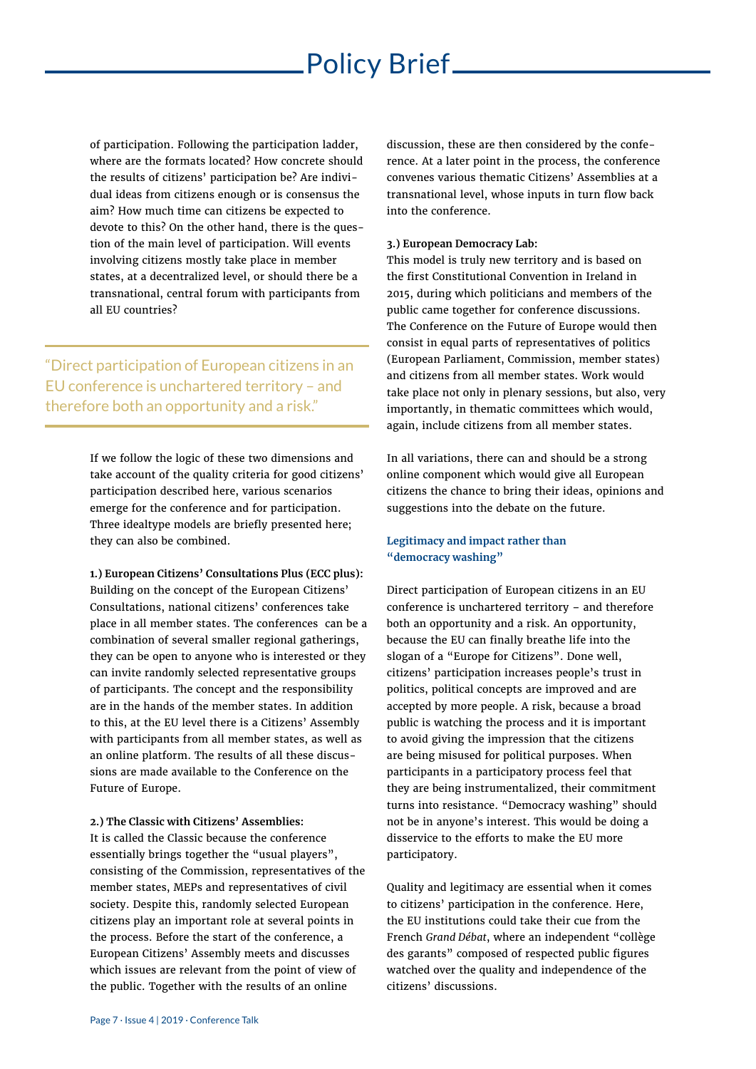of participation. Following the participation ladder, where are the formats located? How concrete should the results of citizens' participation be? Are individual ideas from citizens enough or is consensus the aim? How much time can citizens be expected to devote to this? On the other hand, there is the question of the main level of participation. Will events involving citizens mostly take place in member states, at a decentralized level, or should there be a transnational, central forum with participants from all EU countries?

> "Direct participation of European citizens in an EU conference is unchartered territory – and therefore both an opportunity and a risk."

If we follow the logic of these two dimensions and take account of the quality criteria for good citizens' participation described here, various scenarios emerge for the conference and for participation. Three idealtype models are briefly presented here; they can also be combined.

**1.) European Citizens' Consultations Plus (ECC plus):**
Building on the concept of the European Citizens' Consultations, national citizens' conferences take place in all member states. The conferences can be a combination of several smaller regional gatherings, they can be open to anyone who is interested or they can invite randomly selected representative groups of participants. The concept and the responsibility are in the hands of the member states. In addition to this, at the EU level there is a Citizens' Assembly with participants from all member states, as well as an online platform. The results of all these discussions are made available to the Conference on the Future of Europe.

**2.) The Classic with Citizens' Assemblies:**
It is called the Classic because the conference essentially brings together the "usual players", consisting of the Commission, representatives of the member states, MEPs and representatives of civil society. Despite this, randomly selected European citizens play an important role at several points in the process. Before the start of the conference, a European Citizens' Assembly meets and discusses which issues are relevant from the point of view of the public. Together with the results of an online discussion, these are then considered by the conference. At a later point in the process, the conference convenes various thematic Citizens' Assemblies at a transnational level, whose inputs in turn flow back into the conference.

**3.) European Democracy Lab:**
This model is truly new territory and is based on the first Constitutional Convention in Ireland in 2015, during which politicians and members of the public came together for conference discussions. The Conference on the Future of Europe would then consist in equal parts of representatives of politics (European Parliament, Commission, member states) and citizens from all member states. Work would take place not only in plenary sessions, but also, very importantly, in thematic committees which would, again, include citizens from all member states.

In all variations, there can and should be a strong online component which would give all European citizens the chance to bring their ideas, opinions and suggestions into the debate on the future.

### Legitimacy and impact rather than "democracy washing"

Direct participation of European citizens in an EU conference is unchartered territory – and therefore both an opportunity and a risk. An opportunity, because the EU can finally breathe life into the slogan of a "Europe for Citizens". Done well, citizens' participation increases people's trust in politics, political concepts are improved and are accepted by more people. A risk, because a broad public is watching the process and it is important to avoid giving the impression that the citizens are being misused for political purposes. When participants in a participatory process feel that they are being instrumentalized, their commitment turns into resistance. "Democracy washing" should not be in anyone's interest. This would be doing a disservice to the efforts to make the EU more participatory.

Quality and legitimacy are essential when it comes to citizens' participation in the conference. Here, the EU institutions could take their cue from the French *Grand Débat*, where an independent "collège des garants" composed of respected public figures watched over the quality and independence of the citizens' discussions.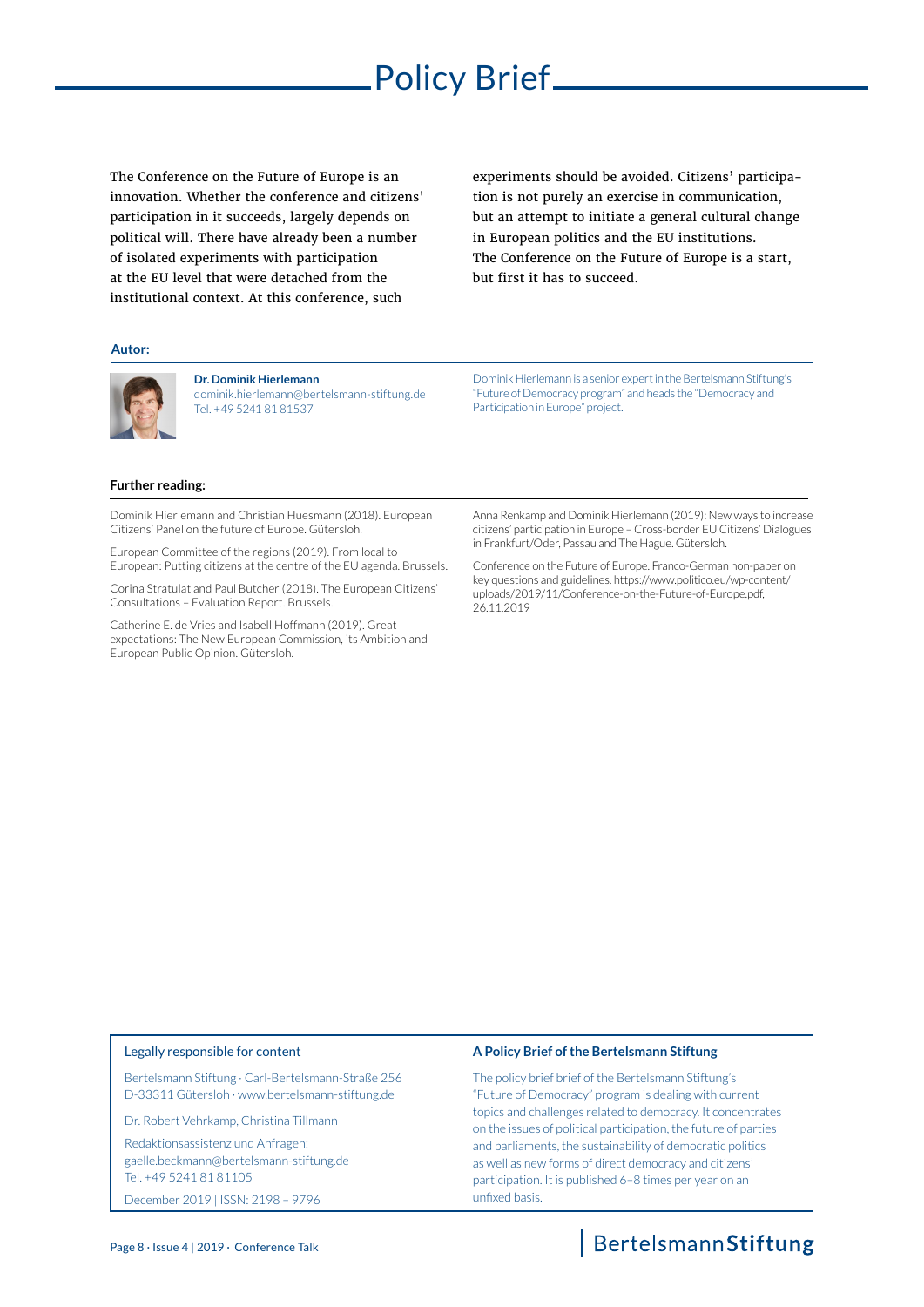The Conference on the Future of Europe is an innovation. Whether the conference and citizens' participation in it succeeds, largely depends on political will. There have already been a number of isolated experiments with participation at the EU level that were detached from the institutional context. At this conference, such experiments should be avoided. Citizens' participation is not purely an exercise in communication, but an attempt to initiate a general cultural change in European politics and the EU institutions. The Conference on the Future of Europe is a start, but first it has to succeed.

**Autor:**

**Dr. Dominik Hierlemann**
dominik.hierlemann@bertelsmann-stiftung.de
Tel. +49 5241 81 81537

Dominik Hierlemann is a senior expert in the Bertelsmann Stiftung's "Future of Democracy program" and heads the "Democracy and Participation in Europe" project.

**Further reading:**

Dominik Hierlemann and Christian Huesmann (2018). European Citizens' Panel on the future of Europe. Gütersloh.

European Committee of the regions (2019). From local to European: Putting citizens at the centre of the EU agenda. Brussels.

Corina Stratulat and Paul Butcher (2018). The European Citizens' Consultations – Evaluation Report. Brussels.

Catherine E. de Vries and Isabell Hoffmann (2019). Great expectations: The New European Commission, its Ambition and European Public Opinion. Gütersloh.

Anna Renkamp and Dominik Hierlemann (2019): New ways to increase citizens' participation in Europe – Cross-border EU Citizens' Dialogues in Frankfurt/Oder, Passau and The Hague. Gütersloh.

Conference on the Future of Europe. Franco-German non-paper on key questions and guidelines. https://www.politico.eu/wp-content/uploads/2019/11/Conference-on-the-Future-of-Europe.pdf, 26.11.2019

Legally responsible for content

Bertelsmann Stiftung · Carl-Bertelsmann-Straße 256
D-33311 Gütersloh · www.bertelsmann-stiftung.de

Dr. Robert Vehrkamp, Christina Tillmann

Redaktionsassistenz und Anfragen:
gaelle.beckmann@bertelsmann-stiftung.de
Tel. +49 5241 81 81105

December 2019 | ISSN: 2198 – 9796

**A Policy Brief of the Bertelsmann Stiftung**

The policy brief brief of the Bertelsmann Stiftung's "Future of Democracy" program is dealing with current topics and challenges related to democracy. It concentrates on the issues of political participation, the future of parties and parliaments, the sustainability of democratic politics as well as new forms of direct democracy and citizens' participation. It is published 6–8 times per year on an unfixed basis.